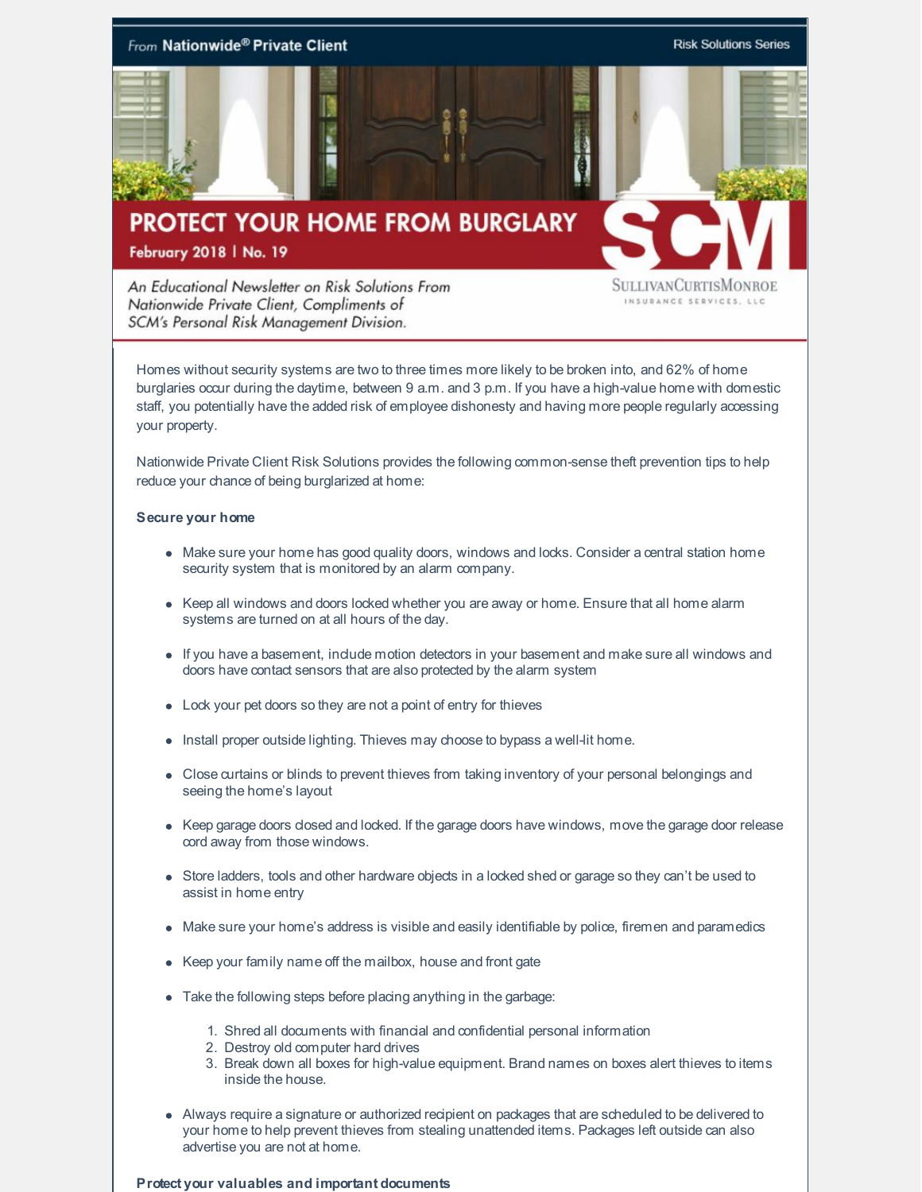From **Nationwide® Private Client** — Risk Solutions Series

# PROTECT YOUR HOME FROM BURGLARY

**February 2018 | No. 19**

*An Educational Newsletter on Risk Solutions From Nationwide Private Client, Compliments of SCM's Personal Risk Management Division.*

SullivanCurtisMonroe Insurance Services, LLC

Homes without security systems are two to three times more likely to be broken into, and 62% of home burglaries occur during the daytime, between 9 a.m. and 3 p.m. If you have a high-value home with domestic staff, you potentially have the added risk of employee dishonesty and having more people regularly accessing your property.

Nationwide Private Client Risk Solutions provides the following common-sense theft prevention tips to help reduce your chance of being burglarized at home:

**Secure your home**

- Make sure your home has good quality doors, windows and locks. Consider a central station home security system that is monitored by an alarm company.
- Keep all windows and doors locked whether you are away or home. Ensure that all home alarm systems are turned on at all hours of the day.
- If you have a basement, include motion detectors in your basement and make sure all windows and doors have contact sensors that are also protected by the alarm system
- Lock your pet doors so they are not a point of entry for thieves
- Install proper outside lighting. Thieves may choose to bypass a well-lit home.
- Close curtains or blinds to prevent thieves from taking inventory of your personal belongings and seeing the home's layout
- Keep garage doors closed and locked. If the garage doors have windows, move the garage door release cord away from those windows.
- Store ladders, tools and other hardware objects in a locked shed or garage so they can't be used to assist in home entry
- Make sure your home's address is visible and easily identifiable by police, firemen and paramedics
- Keep your family name off the mailbox, house and front gate
- Take the following steps before placing anything in the garbage:
  1. Shred all documents with financial and confidential personal information
  2. Destroy old computer hard drives
  3. Break down all boxes for high-value equipment. Brand names on boxes alert thieves to items inside the house.
- Always require a signature or authorized recipient on packages that are scheduled to be delivered to your home to help prevent thieves from stealing unattended items. Packages left outside can also advertise you are not at home.

**Protect your valuables and important documents**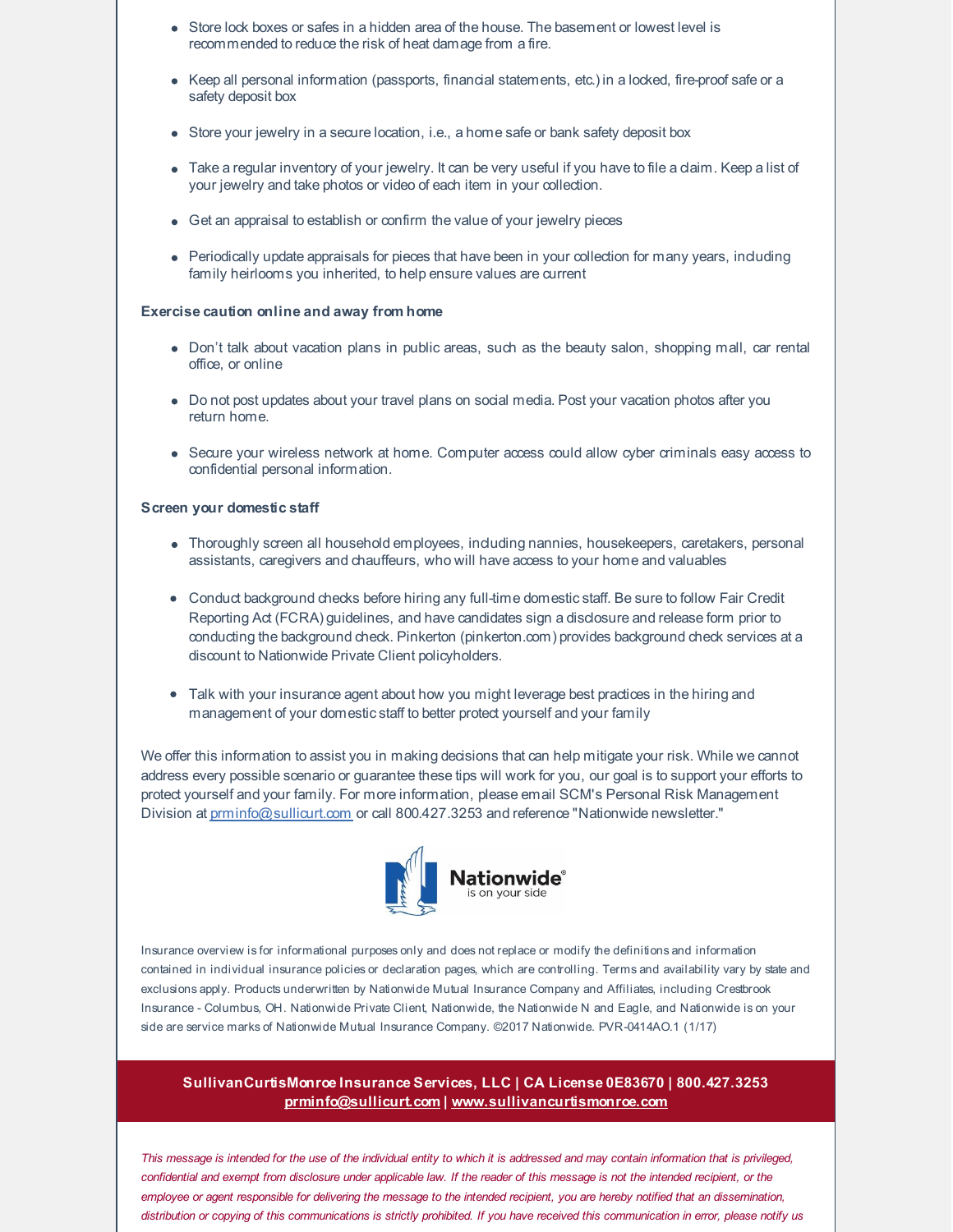- Store lock boxes or safes in a hidden area of the house. The basement or lowest level is recommended to reduce the risk of heat damage from a fire.
- Keep all personal information (passports, financial statements, etc.) in a locked, fire-proof safe or a safety deposit box
- Store your jewelry in a secure location, i.e., a home safe or bank safety deposit box
- Take a regular inventory of your jewelry. It can be very useful if you have to file a claim. Keep a list of your jewelry and take photos or video of each item in your collection.
- Get an appraisal to establish or confirm the value of your jewelry pieces
- Periodically update appraisals for pieces that have been in your collection for many years, including family heirlooms you inherited, to help ensure values are current

**Exercise caution online and away from home**

- Don't talk about vacation plans in public areas, such as the beauty salon, shopping mall, car rental office, or online
- Do not post updates about your travel plans on social media. Post your vacation photos after you return home.
- Secure your wireless network at home. Computer access could allow cyber criminals easy access to confidential personal information.

**Screen your domestic staff**

- Thoroughly screen all household employees, including nannies, housekeepers, caretakers, personal assistants, caregivers and chauffeurs, who will have access to your home and valuables
- Conduct background checks before hiring any full-time domestic staff. Be sure to follow Fair Credit Reporting Act (FCRA) guidelines, and have candidates sign a disclosure and release form prior to conducting the background check. Pinkerton (pinkerton.com) provides background check services at a discount to Nationwide Private Client policyholders.
- Talk with your insurance agent about how you might leverage best practices in the hiring and management of your domestic staff to better protect yourself and your family

We offer this information to assist you in making decisions that can help mitigate your risk. While we cannot address every possible scenario or guarantee these tips will work for you, our goal is to support your efforts to protect yourself and your family. For more information, please email SCM's Personal Risk Management Division at prminfo@sullicurt.com or call 800.427.3253 and reference "Nationwide newsletter."

Nationwide® is on your side

Insurance overview is for informational purposes only and does not replace or modify the definitions and information contained in individual insurance policies or declaration pages, which are controlling. Terms and availability vary by state and exclusions apply. Products underwritten by Nationwide Mutual Insurance Company and Affiliates, including Crestbrook Insurance - Columbus, OH. Nationwide Private Client, Nationwide, the Nationwide N and Eagle, and Nationwide is on your side are service marks of Nationwide Mutual Insurance Company. ©2017 Nationwide. PVR-0414AO.1 (1/17)

**SullivanCurtisMonroe Insurance Services, LLC | CA License 0E83670 | 800.427.3253**
**prminfo@sullicurt.com | www.sullivancurtismonroe.com**

*This message is intended for the use of the individual entity to which it is addressed and may contain information that is privileged, confidential and exempt from disclosure under applicable law. If the reader of this message is not the intended recipient, or the employee or agent responsible for delivering the message to the intended recipient, you are hereby notified that an dissemination, distribution or copying of this communications is strictly prohibited. If you have received this communication in error, please notify us*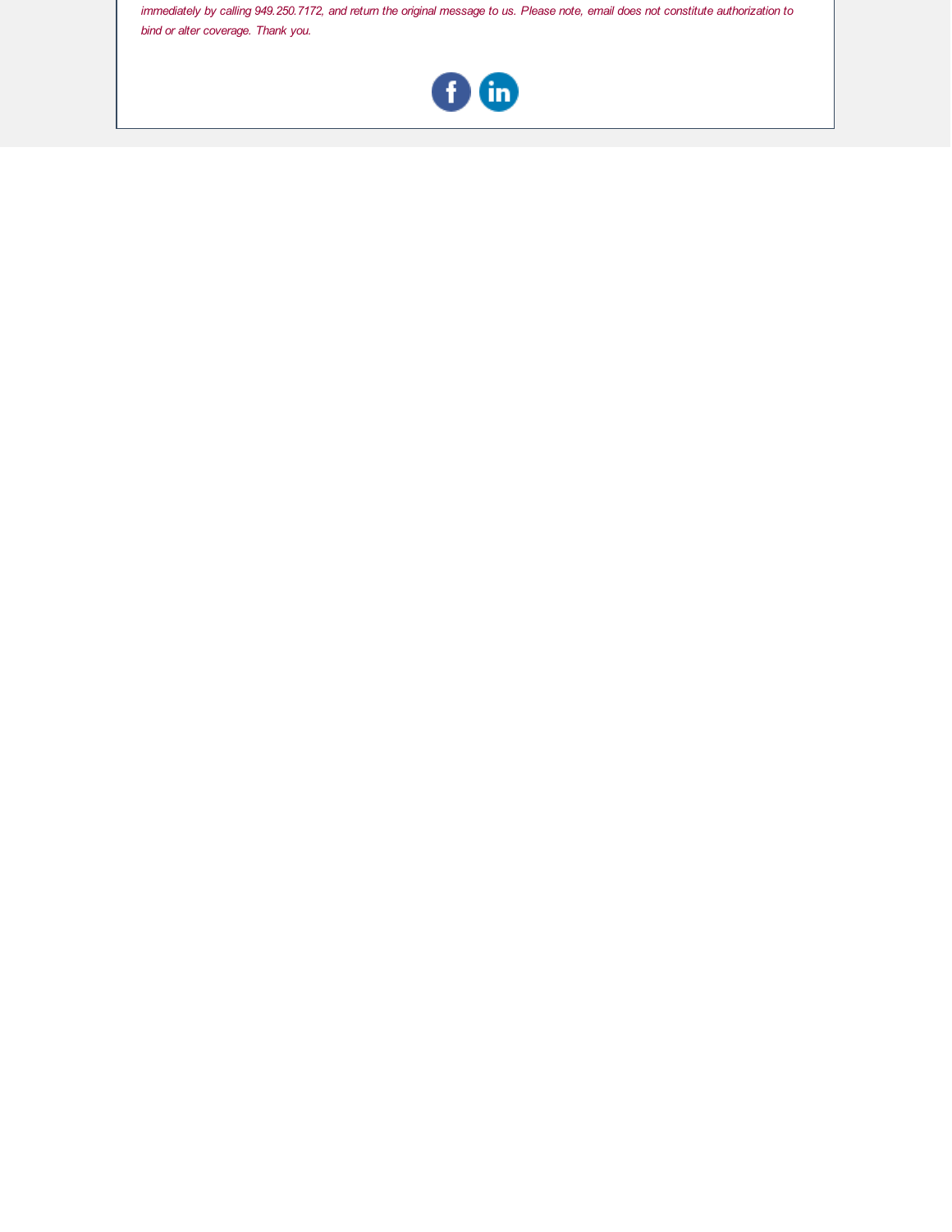*immediately by calling 949.250.7172, and return the original message to us. Please note, email does not constitute authorization to bind or alter coverage. Thank you.*